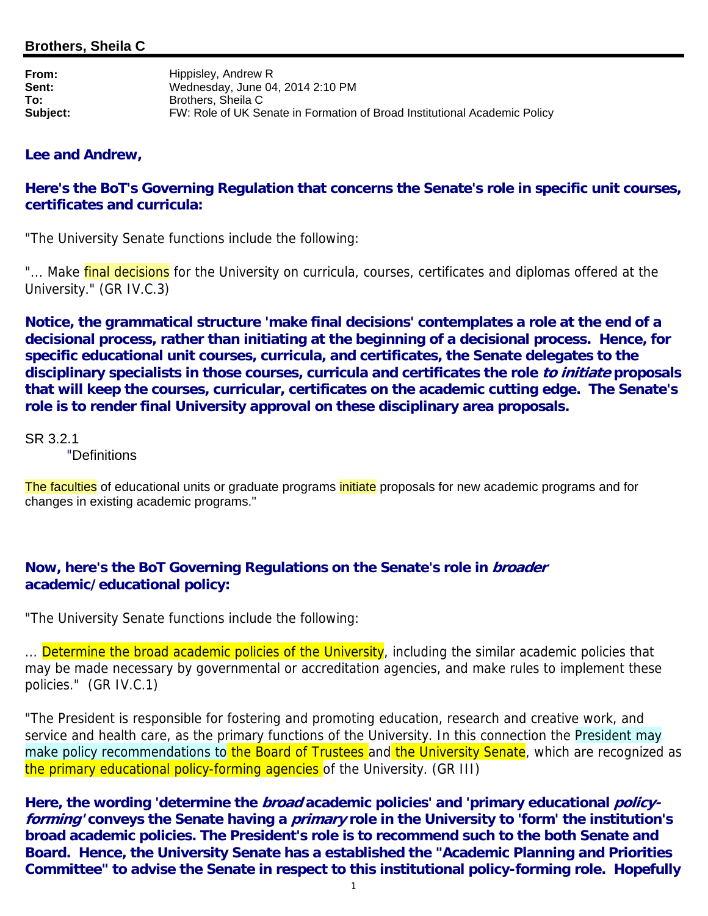## Brothers, Sheila C

| | |
|---|---|
| **From:** | Hippisley, Andrew R |
| **Sent:** | Wednesday, June 04, 2014 2:10 PM |
| **To:** | Brothers, Sheila C |
| **Subject:** | FW: Role of UK Senate in Formation of Broad Institutional Academic Policy |

**Lee and Andrew,**

**Here's the BoT's Governing Regulation that concerns the Senate's role in specific unit courses, certificates and curricula:**

"The University Senate functions include the following:

"... Make final decisions for the University on curricula, courses, certificates and diplomas offered at the University." (GR IV.C.3)

**Notice, the grammatical structure 'make final decisions' contemplates a role at the end of a decisional process, rather than initiating at the beginning of a decisional process. Hence, for specific educational unit courses, curricula, and certificates, the Senate delegates to the disciplinary specialists in those courses, curricula and certificates the role *to initiate* proposals that will keep the courses, curricular, certificates on the academic cutting edge. The Senate's role is to render final University approval on these disciplinary area proposals.**

SR 3.2.1
"Definitions

The faculties of educational units or graduate programs initiate proposals for new academic programs and for changes in existing academic programs."

**Now, here's the BoT Governing Regulations on the Senate's role in *broader* academic/educational policy:**

"The University Senate functions include the following:

... Determine the broad academic policies of the University, including the similar academic policies that may be made necessary by governmental or accreditation agencies, and make rules to implement these policies." (GR IV.C.1)

"The President is responsible for fostering and promoting education, research and creative work, and service and health care, as the primary functions of the University. In this connection the President may make policy recommendations to the Board of Trustees and the University Senate, which are recognized as the primary educational policy-forming agencies of the University. (GR III)

**Here, the wording 'determine the *broad* academic policies' and 'primary educational *policy-forming'* conveys the Senate having a *primary* role in the University to 'form' the institution's broad academic policies. The President's role is to recommend such to the both Senate and Board. Hence, the University Senate has a established the "Academic Planning and Priorities Committee" to advise the Senate in respect to this institutional policy-forming role. Hopefully**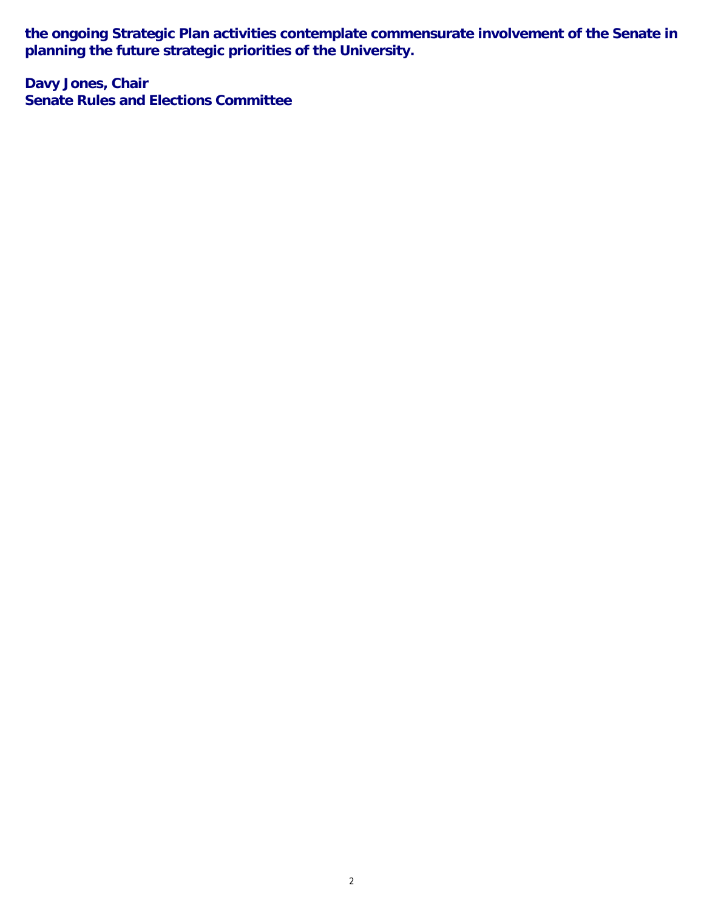**the ongoing Strategic Plan activities contemplate commensurate involvement of the Senate in planning the future strategic priorities of the University.**

**Davy Jones, Chair**
**Senate Rules and Elections Committee**